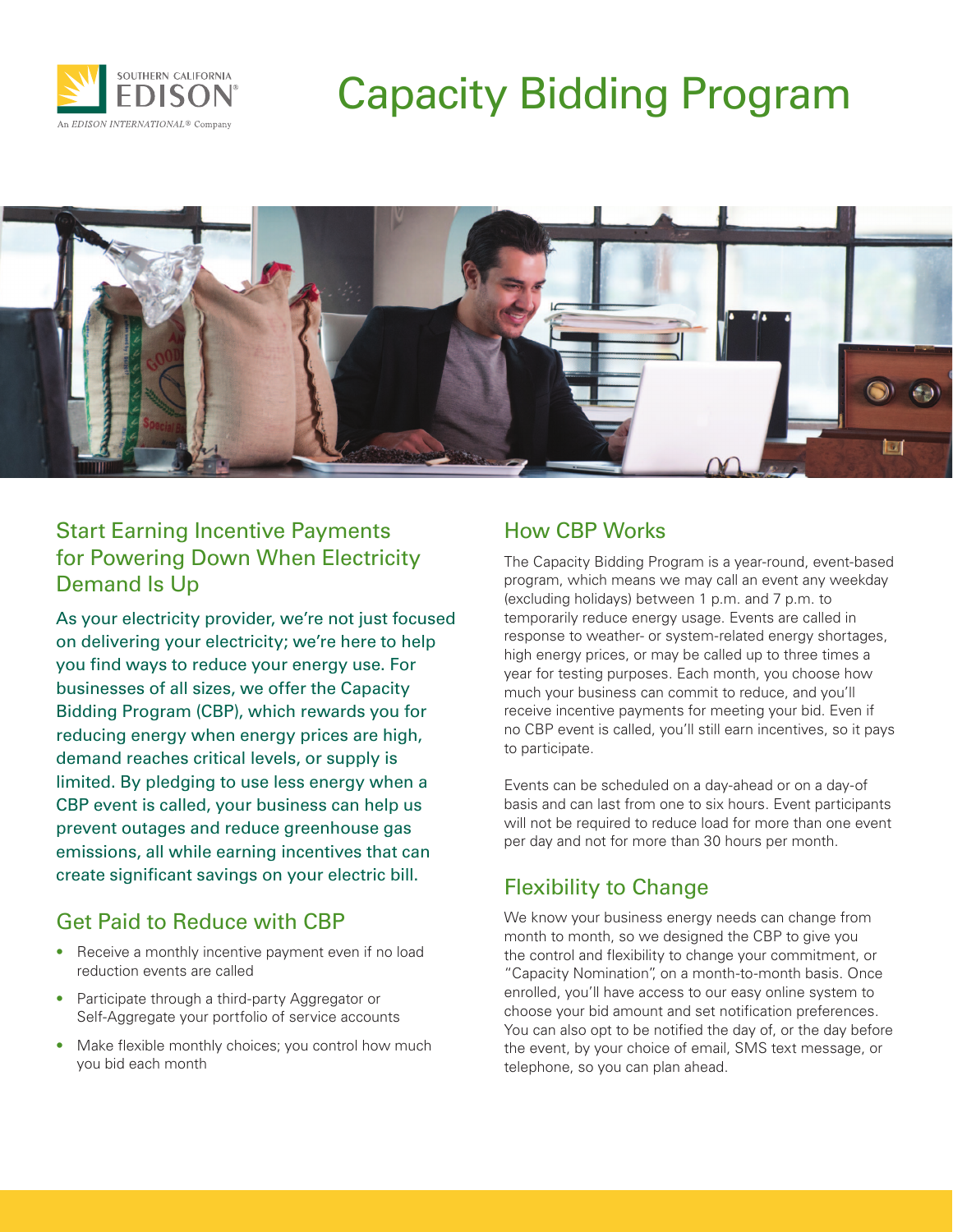# Capacity Bidding Program

## Start Earning Incentive Payments for Powering Down When Electricity Demand Is Up

As your electricity provider, we're not just focused on delivering your electricity; we're here to help you find ways to reduce your energy use. For businesses of all sizes, we offer the Capacity Bidding Program (CBP), which rewards you for reducing energy when energy prices are high, demand reaches critical levels, or supply is limited. By pledging to use less energy when a CBP event is called, your business can help us prevent outages and reduce greenhouse gas emissions, all while earning incentives that can create significant savings on your electric bill.

## Get Paid to Reduce with CBP

- Receive a monthly incentive payment even if no load reduction events are called
- Participate through a third-party Aggregator or Self-Aggregate your portfolio of service accounts
- Make flexible monthly choices; you control how much you bid each month

## How CBP Works

The Capacity Bidding Program is a year-round, event-based program, which means we may call an event any weekday (excluding holidays) between 1 p.m. and 7 p.m. to temporarily reduce energy usage. Events are called in response to weather- or system-related energy shortages, high energy prices, or may be called up to three times a year for testing purposes. Each month, you choose how much your business can commit to reduce, and you'll receive incentive payments for meeting your bid. Even if no CBP event is called, you'll still earn incentives, so it pays to participate.

Events can be scheduled on a day-ahead or on a day-of basis and can last from one to six hours. Event participants will not be required to reduce load for more than one event per day and not for more than 30 hours per month.

## Flexibility to Change

We know your business energy needs can change from month to month, so we designed the CBP to give you the control and flexibility to change your commitment, or "Capacity Nomination", on a month-to-month basis. Once enrolled, you'll have access to our easy online system to choose your bid amount and set notification preferences. You can also opt to be notified the day of, or the day before the event, by your choice of email, SMS text message, or telephone, so you can plan ahead.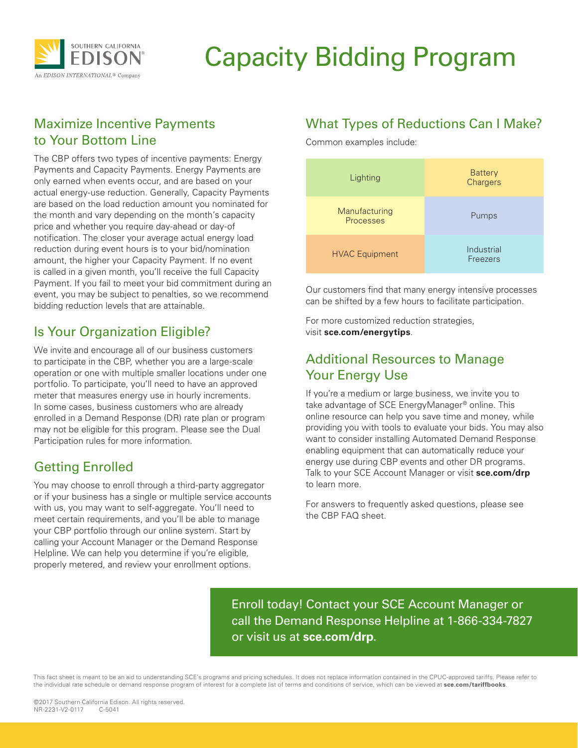# Capacity Bidding Program

## Maximize Incentive Payments to Your Bottom Line

The CBP offers two types of incentive payments: Energy Payments and Capacity Payments. Energy Payments are only earned when events occur, and are based on your actual energy-use reduction. Generally, Capacity Payments are based on the load reduction amount you nominated for the month and vary depending on the month's capacity price and whether you require day-ahead or day-of notification. The closer your average actual energy load reduction during event hours is to your bid/nomination amount, the higher your Capacity Payment. If no event is called in a given month, you'll receive the full Capacity Payment. If you fail to meet your bid commitment during an event, you may be subject to penalties, so we recommend bidding reduction levels that are attainable.

## Is Your Organization Eligible?

We invite and encourage all of our business customers to participate in the CBP, whether you are a large-scale operation or one with multiple smaller locations under one portfolio. To participate, you'll need to have an approved meter that measures energy use in hourly increments. In some cases, business customers who are already enrolled in a Demand Response (DR) rate plan or program may not be eligible for this program. Please see the Dual Participation rules for more information.

## Getting Enrolled

You may choose to enroll through a third-party aggregator or if your business has a single or multiple service accounts with us, you may want to self-aggregate. You'll need to meet certain requirements, and you'll be able to manage your CBP portfolio through our online system. Start by calling your Account Manager or the Demand Response Helpline. We can help you determine if you're eligible, properly metered, and review your enrollment options.

## What Types of Reductions Can I Make?

Common examples include:

| | |
|---|---|
| Lighting | Battery Chargers |
| Manufacturing Processes | Pumps |
| HVAC Equipment | Industrial Freezers |

Our customers find that many energy intensive processes can be shifted by a few hours to facilitate participation.

For more customized reduction strategies, visit **sce.com/energytips**.

## Additional Resources to Manage Your Energy Use

If you're a medium or large business, we invite you to take advantage of SCE EnergyManager® online. This online resource can help you save time and money, while providing you with tools to evaluate your bids. You may also want to consider installing Automated Demand Response enabling equipment that can automatically reduce your energy use during CBP events and other DR programs. Talk to your SCE Account Manager or visit **sce.com/drp** to learn more.

For answers to frequently asked questions, please see the CBP FAQ sheet.

Enroll today! Contact your SCE Account Manager or call the Demand Response Helpline at 1-866-334-7827 or visit us at **sce.com/drp**.

This fact sheet is meant to be an aid to understanding SCE's programs and pricing schedules. It does not replace information contained in the CPUC-approved tariffs. Please refer to the individual rate schedule or demand response program of interest for a complete list of terms and conditions of service, which can be viewed at **sce.com/tariffbooks**.

©2017 Southern California Edison. All rights reserved.
NR-2231-V2-0117 C-5041